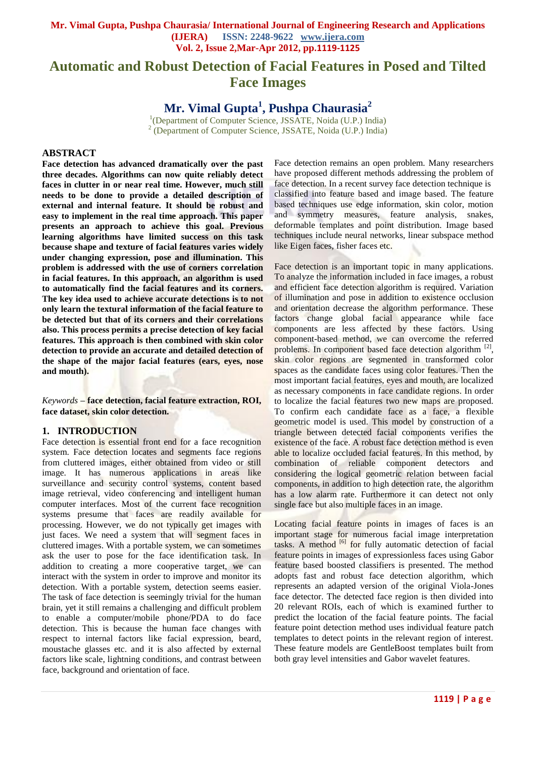# Automatic and Robust Detection of Facial Features in Posed and Tilted Face Images

## Mr. Vimal Gupta[1], Pushpa Chaurasia[2]

[1](Department of Computer Science, JSSATE, Noida (U.P.) India)
[2] (Department of Computer Science, JSSATE, Noida (U.P.) India)

### ABSTRACT

**Face detection has advanced dramatically over the past three decades. Algorithms can now quite reliably detect faces in clutter in or near real time. However, much still needs to be done to provide a detailed description of external and internal feature. It should be robust and easy to implement in the real time approach. This paper presents an approach to achieve this goal. Previous learning algorithms have limited success on this task because shape and texture of facial features varies widely under changing expression, pose and illumination. This problem is addressed with the use of corners correlation in facial features. In this approach, an algorithm is used to automatically find the facial features and its corners. The key idea used to achieve accurate detections is to not only learn the textural information of the facial feature to be detected but that of its corners and their correlations also. This process permits a precise detection of key facial features. This approach is then combined with skin color detection to provide an accurate and detailed detection of the shape of the major facial features (ears, eyes, nose and mouth).**

*Keywords* – **face detection, facial feature extraction, ROI, face dataset, skin color detection.**

### 1. INTRODUCTION

Face detection is essential front end for a face recognition system. Face detection locates and segments face regions from cluttered images, either obtained from video or still image. It has numerous applications in areas like surveillance and security control systems, content based image retrieval, video conferencing and intelligent human computer interfaces. Most of the current face recognition systems presume that faces are readily available for processing. However, we do not typically get images with just faces. We need a system that will segment faces in cluttered images. With a portable system, we can sometimes ask the user to pose for the face identification task. In addition to creating a more cooperative target, we can interact with the system in order to improve and monitor its detection. With a portable system, detection seems easier. The task of face detection is seemingly trivial for the human brain, yet it still remains a challenging and difficult problem to enable a computer/mobile phone/PDA to do face detection. This is because the human face changes with respect to internal factors like facial expression, beard, moustache glasses etc. and it is also affected by external factors like scale, lightning conditions, and contrast between face, background and orientation of face.

Face detection remains an open problem. Many researchers have proposed different methods addressing the problem of face detection. In a recent survey face detection technique is classified into feature based and image based. The feature based techniques use edge information, skin color, motion and symmetry measures, feature analysis, snakes, deformable templates and point distribution. Image based techniques include neural networks, linear subspace method like Eigen faces, fisher faces etc.

Face detection is an important topic in many applications. To analyze the information included in face images, a robust and efficient face detection algorithm is required. Variation of illumination and pose in addition to existence occlusion and orientation decrease the algorithm performance. These factors change global facial appearance while face components are less affected by these factors. Using component-based method, we can overcome the referred problems. In component based face detection algorithm [2], skin color regions are segmented in transformed color spaces as the candidate faces using color features. Then the most important facial features, eyes and mouth, are localized as necessary components in face candidate regions. In order to localize the facial features two new maps are proposed. To confirm each candidate face as a face, a flexible geometric model is used. This model by construction of a triangle between detected facial components verifies the existence of the face. A robust face detection method is even able to localize occluded facial features. In this method, by combination of reliable component detectors and considering the logical geometric relation between facial components, in addition to high detection rate, the algorithm has a low alarm rate. Furthermore it can detect not only single face but also multiple faces in an image.

Locating facial feature points in images of faces is an important stage for numerous facial image interpretation tasks. A method [6] for fully automatic detection of facial feature points in images of expressionless faces using Gabor feature based boosted classifiers is presented. The method adopts fast and robust face detection algorithm, which represents an adapted version of the original Viola-Jones face detector. The detected face region is then divided into 20 relevant ROIs, each of which is examined further to predict the location of the facial feature points. The facial feature point detection method uses individual feature patch templates to detect points in the relevant region of interest. These feature models are GentleBoost templates built from both gray level intensities and Gabor wavelet features.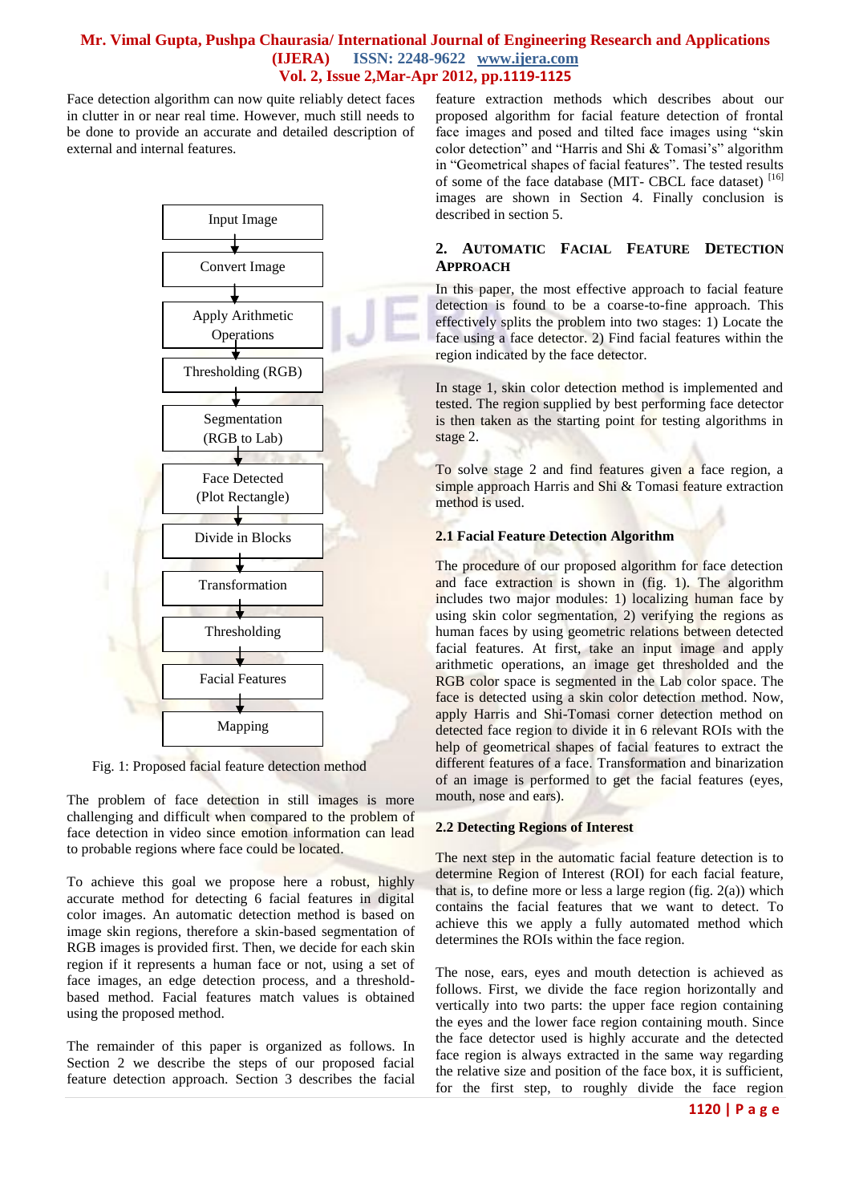Face detection algorithm can now quite reliably detect faces in clutter in or near real time. However, much still needs to be done to provide an accurate and detailed description of external and internal features.

Input Image → Convert Image → Apply Arithmetic Operations → Thresholding (RGB) → Segmentation (RGB to Lab) → Face Detected (Plot Rectangle) → Divide in Blocks → Transformation → Thresholding → Facial Features → Mapping

Fig. 1: Proposed facial feature detection method

The problem of face detection in still images is more challenging and difficult when compared to the problem of face detection in video since emotion information can lead to probable regions where face could be located.

To achieve this goal we propose here a robust, highly accurate method for detecting 6 facial features in digital color images. An automatic detection method is based on image skin regions, therefore a skin-based segmentation of RGB images is provided first. Then, we decide for each skin region if it represents a human face or not, using a set of face images, an edge detection process, and a threshold-based method. Facial features match values is obtained using the proposed method.

The remainder of this paper is organized as follows. In Section 2 we describe the steps of our proposed facial feature detection approach. Section 3 describes the facial feature extraction methods which describes about our proposed algorithm for facial feature detection of frontal face images and posed and tilted face images using "skin color detection" and "Harris and Shi & Tomasi's" algorithm in "Geometrical shapes of facial features". The tested results of some of the face database (MIT- CBCL face dataset) [16] images are shown in Section 4. Finally conclusion is described in section 5.

## 2. Automatic Facial Feature Detection Approach

In this paper, the most effective approach to facial feature detection is found to be a coarse-to-fine approach. This effectively splits the problem into two stages: 1) Locate the face using a face detector. 2) Find facial features within the region indicated by the face detector.

In stage 1, skin color detection method is implemented and tested. The region supplied by best performing face detector is then taken as the starting point for testing algorithms in stage 2.

To solve stage 2 and find features given a face region, a simple approach Harris and Shi & Tomasi feature extraction method is used.

### 2.1 Facial Feature Detection Algorithm

The procedure of our proposed algorithm for face detection and face extraction is shown in (fig. 1). The algorithm includes two major modules: 1) localizing human face by using skin color segmentation, 2) verifying the regions as human faces by using geometric relations between detected facial features. At first, take an input image and apply arithmetic operations, an image get thresholded and the RGB color space is segmented in the Lab color space. The face is detected using a skin color detection method. Now, apply Harris and Shi-Tomasi corner detection method on detected face region to divide it in 6 relevant ROIs with the help of geometrical shapes of facial features to extract the different features of a face. Transformation and binarization of an image is performed to get the facial features (eyes, mouth, nose and ears).

### 2.2 Detecting Regions of Interest

The next step in the automatic facial feature detection is to determine Region of Interest (ROI) for each facial feature, that is, to define more or less a large region (fig. 2(a)) which contains the facial features that we want to detect. To achieve this we apply a fully automated method which determines the ROIs within the face region.

The nose, ears, eyes and mouth detection is achieved as follows. First, we divide the face region horizontally and vertically into two parts: the upper face region containing the eyes and the lower face region containing mouth. Since the face detector used is highly accurate and the detected face region is always extracted in the same way regarding the relative size and position of the face box, it is sufficient, for the first step, to roughly divide the face region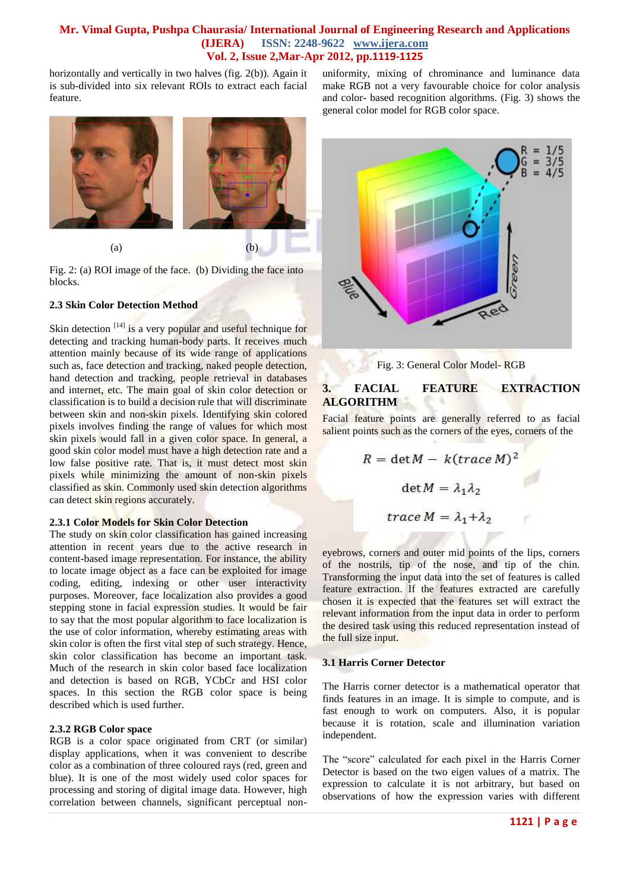horizontally and vertically in two halves (fig. 2(b)). Again it is sub-divided into six relevant ROIs to extract each facial feature.

(a) (b)

Fig. 2: (a) ROI image of the face. (b) Dividing the face into blocks.

### 2.3 Skin Color Detection Method

Skin detection [14] is a very popular and useful technique for detecting and tracking human-body parts. It receives much attention mainly because of its wide range of applications such as, face detection and tracking, naked people detection, hand detection and tracking, people retrieval in databases and internet, etc. The main goal of skin color detection or classification is to build a decision rule that will discriminate between skin and non-skin pixels. Identifying skin colored pixels involves finding the range of values for which most skin pixels would fall in a given color space. In general, a good skin color model must have a high detection rate and a low false positive rate. That is, it must detect most skin pixels while minimizing the amount of non-skin pixels classified as skin. Commonly used skin detection algorithms can detect skin regions accurately.

#### 2.3.1 Color Models for Skin Color Detection

The study on skin color classification has gained increasing attention in recent years due to the active research in content-based image representation. For instance, the ability to locate image object as a face can be exploited for image coding, editing, indexing or other user interactivity purposes. Moreover, face localization also provides a good stepping stone in facial expression studies. It would be fair to say that the most popular algorithm to face localization is the use of color information, whereby estimating areas with skin color is often the first vital step of such strategy. Hence, skin color classification has become an important task. Much of the research in skin color based face localization and detection is based on RGB, YCbCr and HSI color spaces. In this section the RGB color space is being described which is used further.

#### 2.3.2 RGB Color space

RGB is a color space originated from CRT (or similar) display applications, when it was convenient to describe color as a combination of three coloured rays (red, green and blue). It is one of the most widely used color spaces for processing and storing of digital image data. However, high correlation between channels, significant perceptual non-uniformity, mixing of chrominance and luminance data make RGB not a very favourable choice for color analysis and color- based recognition algorithms. (Fig. 3) shows the general color model for RGB color space.

Fig. 3: General Color Model- RGB

## 3. FACIAL FEATURE EXTRACTION ALGORITHM

Facial feature points are generally referred to as facial salient points such as the corners of the eyes, corners of the eyebrows, corners and outer mid points of the lips, corners of the nostrils, tip of the nose, and tip of the chin. Transforming the input data into the set of features is called feature extraction. If the features extracted are carefully chosen it is expected that the features set will extract the relevant information from the input data in order to perform the desired task using this reduced representation instead of the full size input.

$$R = \det M - k(trace\, M)^2$$

$$\det M = \lambda_1 \lambda_2$$

$$trace\, M = \lambda_1 + \lambda_2$$

### 3.1 Harris Corner Detector

The Harris corner detector is a mathematical operator that finds features in an image. It is simple to compute, and is fast enough to work on computers. Also, it is popular because it is rotation, scale and illumination variation independent.

The "score" calculated for each pixel in the Harris Corner Detector is based on the two eigen values of a matrix. The expression to calculate it is not arbitrary, but based on observations of how the expression varies with different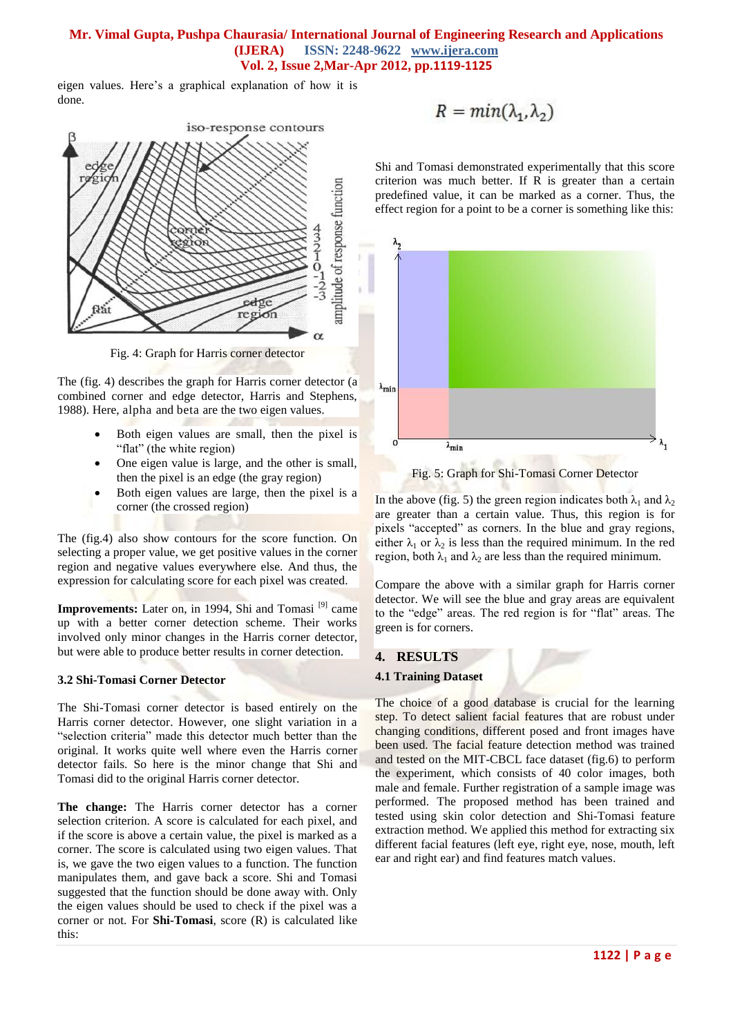eigen values. Here's a graphical explanation of how it is done.

Fig. 4: Graph for Harris corner detector

The (fig. 4) describes the graph for Harris corner detector (a combined corner and edge detector, Harris and Stephens, 1988). Here, alpha and beta are the two eigen values.

- Both eigen values are small, then the pixel is "flat" (the white region)
- One eigen value is large, and the other is small, then the pixel is an edge (the gray region)
- Both eigen values are large, then the pixel is a corner (the crossed region)

The (fig.4) also show contours for the score function. On selecting a proper value, we get positive values in the corner region and negative values everywhere else. And thus, the expression for calculating score for each pixel was created.

**Improvements:** Later on, in 1994, Shi and Tomasi [9] came up with a better corner detection scheme. Their works involved only minor changes in the Harris corner detector, but were able to produce better results in corner detection.

### 3.2 Shi-Tomasi Corner Detector

The Shi-Tomasi corner detector is based entirely on the Harris corner detector. However, one slight variation in a "selection criteria" made this detector much better than the original. It works quite well where even the Harris corner detector fails. So here is the minor change that Shi and Tomasi did to the original Harris corner detector.

**The change:** The Harris corner detector has a corner selection criterion. A score is calculated for each pixel, and if the score is above a certain value, the pixel is marked as a corner. The score is calculated using two eigen values. That is, we gave the two eigen values to a function. The function manipulates them, and gave back a score. Shi and Tomasi suggested that the function should be done away with. Only the eigen values should be used to check if the pixel was a corner or not. For **Shi-Tomasi**, score (R) is calculated like this:

$$R = min(\lambda_1, \lambda_2)$$

Shi and Tomasi demonstrated experimentally that this score criterion was much better. If R is greater than a certain predefined value, it can be marked as a corner. Thus, the effect region for a point to be a corner is something like this:

Fig. 5: Graph for Shi-Tomasi Corner Detector

In the above (fig. 5) the green region indicates both $\lambda_1$ and $\lambda_2$ are greater than a certain value. Thus, this region is for pixels "accepted" as corners. In the blue and gray regions, either $\lambda_1$ or $\lambda_2$ is less than the required minimum. In the red region, both $\lambda_1$ and $\lambda_2$ are less than the required minimum.

Compare the above with a similar graph for Harris corner detector. We will see the blue and gray areas are equivalent to the "edge" areas. The red region is for "flat" areas. The green is for corners.

## 4. RESULTS

### 4.1 Training Dataset

The choice of a good database is crucial for the learning step. To detect salient facial features that are robust under changing conditions, different posed and front images have been used. The facial feature detection method was trained and tested on the MIT-CBCL face dataset (fig.6) to perform the experiment, which consists of 40 color images, both male and female. Further registration of a sample image was performed. The proposed method has been trained and tested using skin color detection and Shi-Tomasi feature extraction method. We applied this method for extracting six different facial features (left eye, right eye, nose, mouth, left ear and right ear) and find features match values.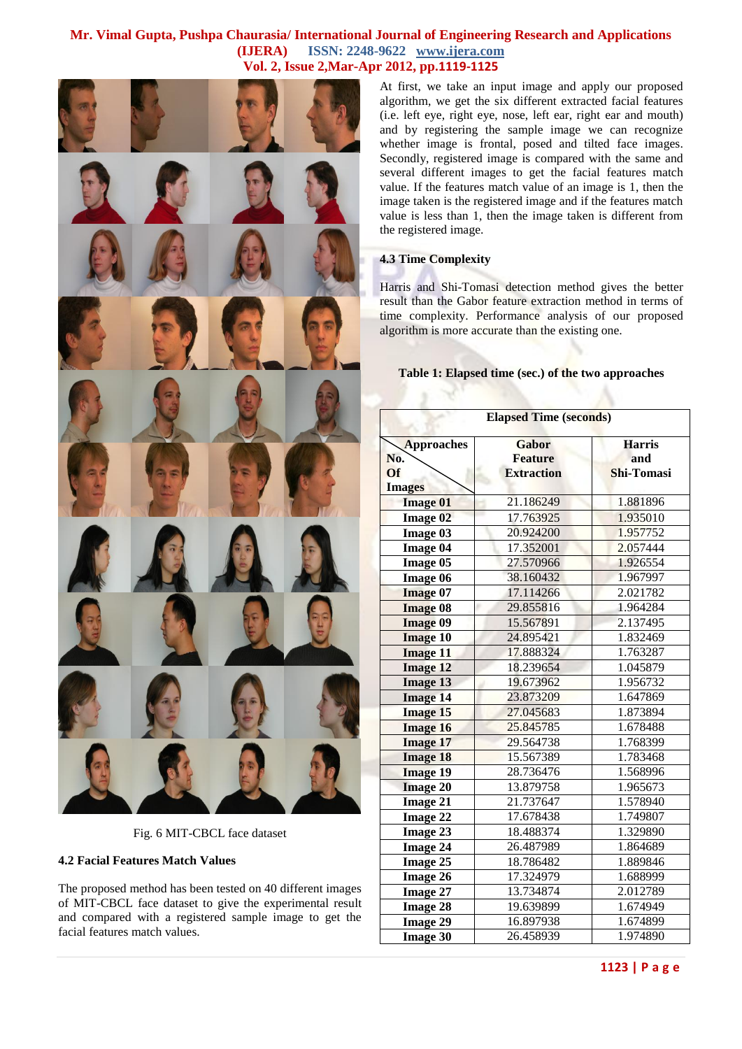Fig. 6 MIT-CBCL face dataset

### 4.2 Facial Features Match Values

The proposed method has been tested on 40 different images of MIT-CBCL face dataset to give the experimental result and compared with a registered sample image to get the facial features match values.

At first, we take an input image and apply our proposed algorithm, we get the six different extracted facial features (i.e. left eye, right eye, nose, left ear, right ear and mouth) and by registering the sample image we can recognize whether image is frontal, posed and tilted face images. Secondly, registered image is compared with the same and several different images to get the facial features match value. If the features match value of an image is 1, then the image taken is the registered image and if the features match value is less than 1, then the image taken is different from the registered image.

### 4.3 Time Complexity

Harris and Shi-Tomasi detection method gives the better result than the Gabor feature extraction method in terms of time complexity. Performance analysis of our proposed algorithm is more accurate than the existing one.

**Table 1: Elapsed time (sec.) of the two approaches**

| | Elapsed Time (seconds) | |
|---|---|---|
| **Approaches / No. Of Images** | **Gabor Feature Extraction** | **Harris and Shi-Tomasi** |
| **Image 01** | 21.186249 | 1.881896 |
| **Image 02** | 17.763925 | 1.935010 |
| **Image 03** | 20.924200 | 1.957752 |
| **Image 04** | 17.352001 | 2.057444 |
| **Image 05** | 27.570966 | 1.926554 |
| **Image 06** | 38.160432 | 1.967997 |
| **Image 07** | 17.114266 | 2.021782 |
| **Image 08** | 29.855816 | 1.964284 |
| **Image 09** | 15.567891 | 2.137495 |
| **Image 10** | 24.895421 | 1.832469 |
| **Image 11** | 17.888324 | 1.763287 |
| **Image 12** | 18.239654 | 1.045879 |
| **Image 13** | 19.673962 | 1.956732 |
| **Image 14** | 23.873209 | 1.647869 |
| **Image 15** | 27.045683 | 1.873894 |
| **Image 16** | 25.845785 | 1.678488 |
| **Image 17** | 29.564738 | 1.768399 |
| **Image 18** | 15.567389 | 1.783468 |
| **Image 19** | 28.736476 | 1.568996 |
| **Image 20** | 13.879758 | 1.965673 |
| **Image 21** | 21.737647 | 1.578940 |
| **Image 22** | 17.678438 | 1.749807 |
| **Image 23** | 18.488374 | 1.329890 |
| **Image 24** | 26.487989 | 1.864689 |
| **Image 25** | 18.786482 | 1.889846 |
| **Image 26** | 17.324979 | 1.688999 |
| **Image 27** | 13.734874 | 2.012789 |
| **Image 28** | 19.639899 | 1.674949 |
| **Image 29** | 16.897938 | 1.674899 |
| **Image 30** | 26.458939 | 1.974890 |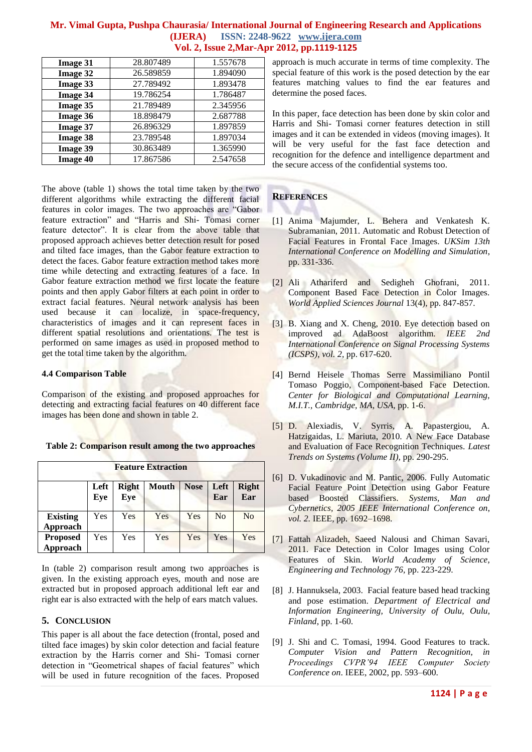| Image 31 | 28.807489 | 1.557678 |
|---|---|---|
| Image 32 | 26.589859 | 1.894090 |
| Image 33 | 27.789492 | 1.893478 |
| Image 34 | 19.786254 | 1.786487 |
| Image 35 | 21.789489 | 2.345956 |
| Image 36 | 18.898479 | 2.687788 |
| Image 37 | 26.896329 | 1.897859 |
| Image 38 | 23.789548 | 1.897034 |
| Image 39 | 30.863489 | 1.365990 |
| Image 40 | 17.867586 | 2.547658 |

The above (table 1) shows the total time taken by the two different algorithms while extracting the different facial features in color images. The two approaches are "Gabor feature extraction" and "Harris and Shi- Tomasi corner feature detector". It is clear from the above table that proposed approach achieves better detection result for posed and tilted face images, than the Gabor feature extraction to detect the faces. Gabor feature extraction method takes more time while detecting and extracting features of a face. In Gabor feature extraction method we first locate the feature points and then apply Gabor filters at each point in order to extract facial features. Neural network analysis has been used because it can localize, in space-frequency, characteristics of images and it can represent faces in different spatial resolutions and orientations. The test is performed on same images as used in proposed method to get the total time taken by the algorithm.

### 4.4 Comparison Table

Comparison of the existing and proposed approaches for detecting and extracting facial features on 40 different face images has been done and shown in table 2.

**Table 2: Comparison result among the two approaches**

| | Feature Extraction | | | | | |
|---|---|---|---|---|---|---|
| | Left Eye | Right Eye | Mouth | Nose | Left Ear | Right Ear |
| **Existing Approach** | Yes | Yes | Yes | Yes | No | No |
| **Proposed Approach** | Yes | Yes | Yes | Yes | Yes | Yes |

In (table 2) comparison result among two approaches is given. In the existing approach eyes, mouth and nose are extracted but in proposed approach additional left ear and right ear is also extracted with the help of ears match values.

## 5. Conclusion

This paper is all about the face detection (frontal, posed and tilted face images) by skin color detection and facial feature extraction by the Harris corner and Shi- Tomasi corner detection in "Geometrical shapes of facial features" which will be used in future recognition of the faces. Proposed approach is much accurate in terms of time complexity. The special feature of this work is the posed detection by the ear features matching values to find the ear features and determine the posed faces.

In this paper, face detection has been done by skin color and Harris and Shi- Tomasi corner features detection in still images and it can be extended in videos (moving images). It will be very useful for the fast face detection and recognition for the defence and intelligence department and the secure access of the confidential systems too.

## References

[1] Anima Majumder, L. Behera and Venkatesh K. Subramanian, 2011. Automatic and Robust Detection of Facial Features in Frontal Face Images. *UKSim 13th International Conference on Modelling and Simulation*, pp. 331-336.

[2] Ali Athariferd and Sedigheh Ghofrani, 2011. Component Based Face Detection in Color Images. *World Applied Sciences Journal* 13(4), pp. 847-857.

[3] B. Xiang and X. Cheng, 2010. Eye detection based on improved ad AdaBoost algorithm. *IEEE 2nd International Conference on Signal Processing Systems (ICSPS), vol. 2*, pp. 617-620.

[4] Bernd Heisele Thomas Serre Massimiliano Pontil Tomaso Poggio, Component-based Face Detection. *Center for Biological and Computational Learning, M.I.T., Cambridge, MA, USA*, pp. 1-6.

[5] D. Alexiadis, V. Syrris, A. Papastergiou, A. Hatzigaidas, L. Mariuta, 2010. A New Face Database and Evaluation of Face Recognition Techniques. *Latest Trends on Systems (Volume II)*, pp. 290-295.

[6] D. Vukadinovic and M. Pantic, 2006. Fully Automatic Facial Feature Point Detection using Gabor Feature based Boosted Classifiers. *Systems, Man and Cybernetics, 2005 IEEE International Conference on, vol. 2*. IEEE, pp. 1692–1698.

[7] Fattah Alizadeh, Saeed Nalousi and Chiman Savari, 2011. Face Detection in Color Images using Color Features of Skin. *World Academy of Science, Engineering and Technology 76*, pp. 223-229.

[8] J. Hannuksela, 2003. Facial feature based head tracking and pose estimation. *Department of Electrical and Information Engineering, University of Oulu, Oulu, Finland*, pp. 1-60.

[9] J. Shi and C. Tomasi, 1994. Good Features to track. *Computer Vision and Pattern Recognition, in Proceedings CVPR'94 IEEE Computer Society Conference on*. IEEE, 2002, pp. 593–600.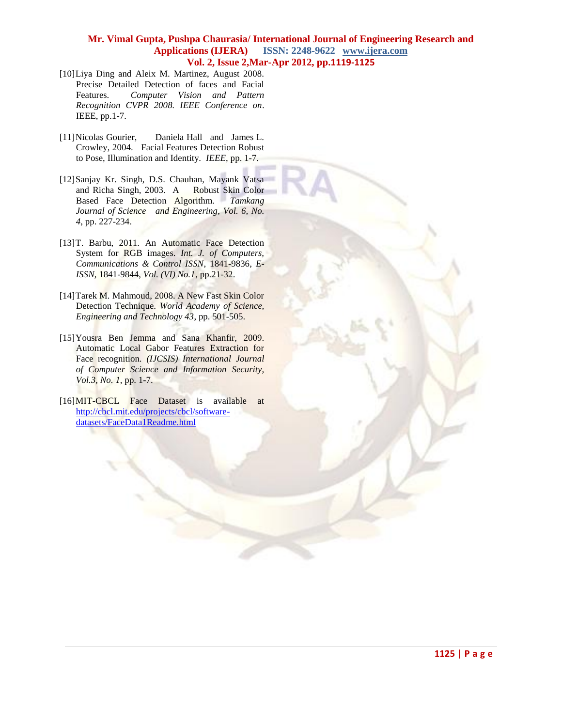[10] Liya Ding and Aleix M. Martinez, August 2008. Precise Detailed Detection of faces and Facial Features. *Computer Vision and Pattern Recognition CVPR 2008. IEEE Conference on*. IEEE, pp.1-7.

[11] Nicolas Gourier, Daniela Hall and James L. Crowley, 2004. Facial Features Detection Robust to Pose, Illumination and Identity. *IEEE*, pp. 1-7.

[12] Sanjay Kr. Singh, D.S. Chauhan, Mayank Vatsa and Richa Singh, 2003. A Robust Skin Color Based Face Detection Algorithm. *Tamkang Journal of Science and Engineering, Vol. 6, No. 4*, pp. 227-234.

[13] T. Barbu, 2011. An Automatic Face Detection System for RGB images. *Int. J. of Computers, Communications & Control ISSN*, 1841-9836, *E-ISSN*, 1841-9844, *Vol. (VI) No.1*, pp.21-32.

[14] Tarek M. Mahmoud, 2008. A New Fast Skin Color Detection Technique. *World Academy of Science, Engineering and Technology 43*, pp. 501-505.

[15] Yousra Ben Jemma and Sana Khanfir, 2009. Automatic Local Gabor Features Extraction for Face recognition. *(IJCSIS) International Journal of Computer Science and Information Security, Vol.3, No. 1*, pp. 1-7.

[16] MIT-CBCL Face Dataset is available at http://cbcl.mit.edu/projects/cbcl/software-datasets/FaceData1Readme.html